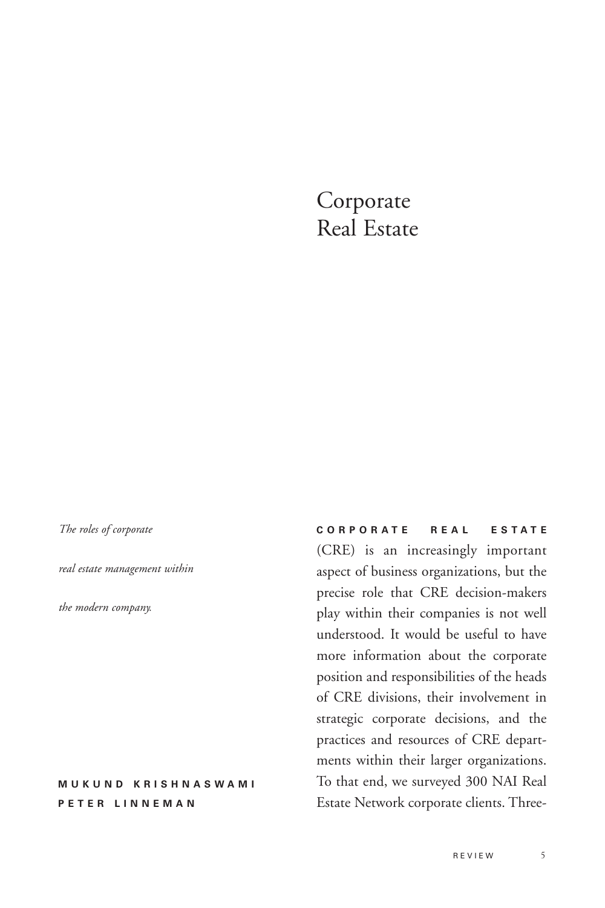# Corporate Real Estate

*The roles of corporate real estate management within the modern company.*

**MUKUND KRISHNASWAMI**
**PETER LINNEMAN**

**CORPORATE REAL ESTATE** (CRE) is an increasingly important aspect of business organizations, but the precise role that CRE decision-makers play within their companies is not well understood. It would be useful to have more information about the corporate position and responsibilities of the heads of CRE divisions, their involvement in strategic corporate decisions, and the practices and resources of CRE departments within their larger organizations. To that end, we surveyed 300 NAI Real Estate Network corporate clients. Three-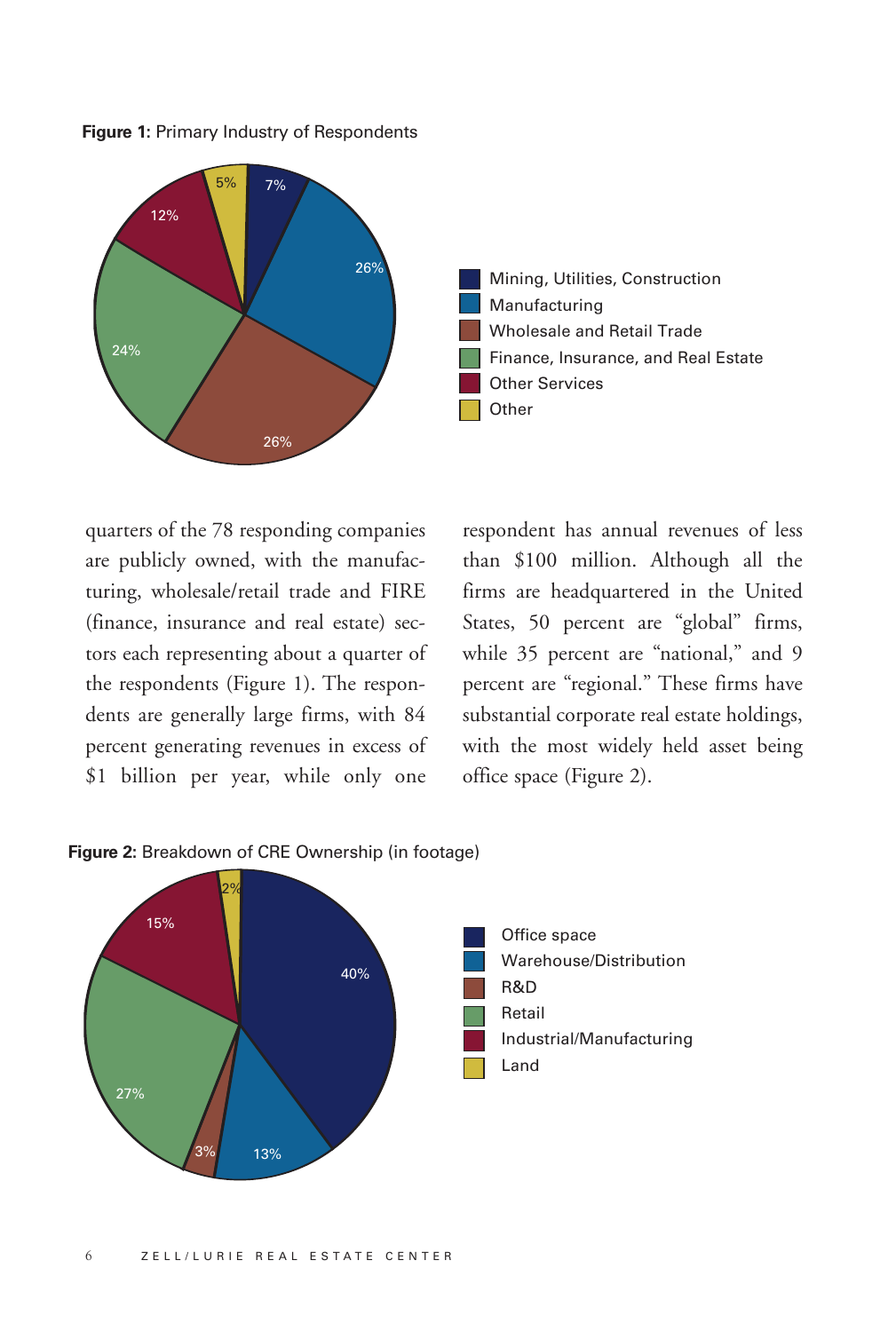**Figure 1:** Primary Industry of Respondents

| Industry | Percent |
|---|---|
| Mining, Utilities, Construction | 7% |
| Manufacturing | 26% |
| Wholesale and Retail Trade | 26% |
| Finance, Insurance, and Real Estate | 24% |
| Other Services | 12% |
| Other | 5% |

quarters of the 78 responding companies are publicly owned, with the manufacturing, wholesale/retail trade and FIRE (finance, insurance and real estate) sectors each representing about a quarter of the respondents (Figure 1). The respondents are generally large firms, with 84 percent generating revenues in excess of $1 billion per year, while only one respondent has annual revenues of less than $100 million. Although all the firms are headquartered in the United States, 50 percent are "global" firms, while 35 percent are "national," and 9 percent are "regional." These firms have substantial corporate real estate holdings, with the most widely held asset being office space (Figure 2).

**Figure 2:** Breakdown of CRE Ownership (in footage)

| Type | Percent |
|---|---|
| Office space | 40% |
| Warehouse/Distribution | 13% |
| R&D | 3% |
| Retail | 27% |
| Industrial/Manufacturing | 15% |
| Land | 2% |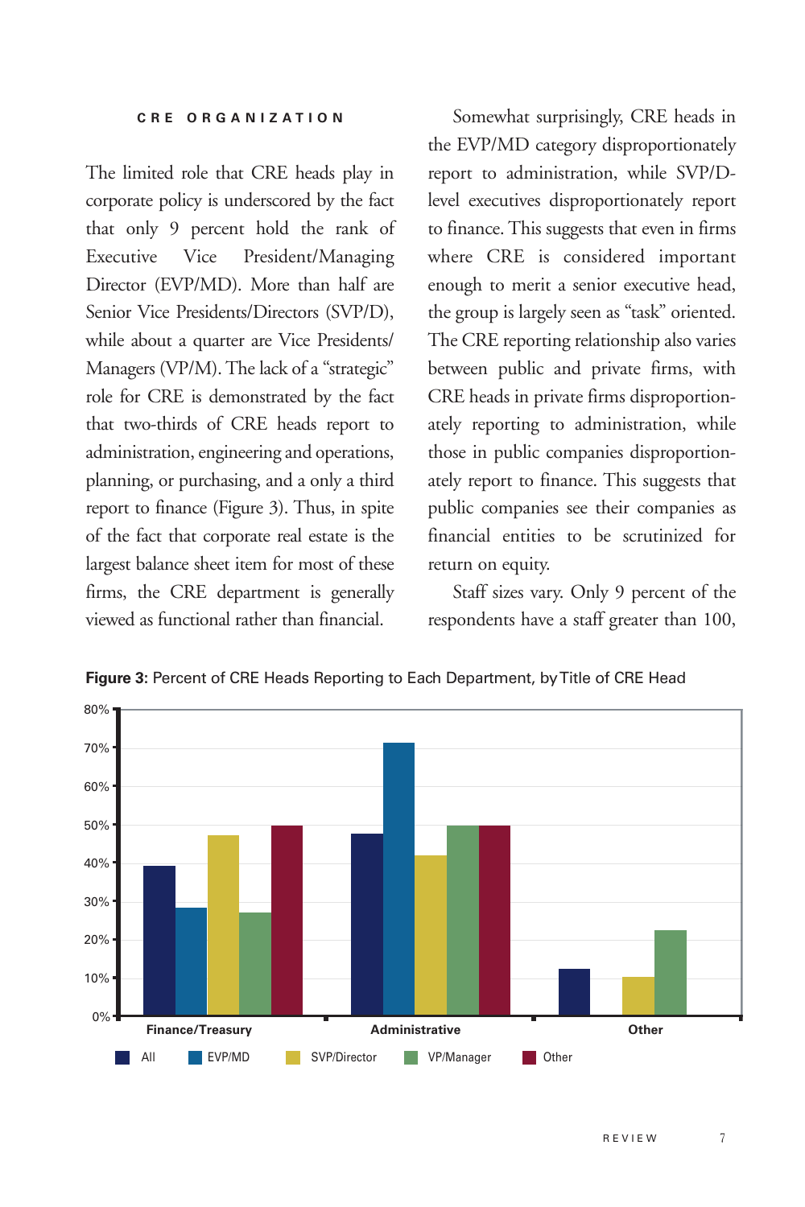### CRE ORGANIZATION

The limited role that CRE heads play in corporate policy is underscored by the fact that only 9 percent hold the rank of Executive Vice President/Managing Director (EVP/MD). More than half are Senior Vice Presidents/Directors (SVP/D), while about a quarter are Vice Presidents/Managers (VP/M). The lack of a "strategic" role for CRE is demonstrated by the fact that two-thirds of CRE heads report to administration, engineering and operations, planning, or purchasing, and a only a third report to finance (Figure 3). Thus, in spite of the fact that corporate real estate is the largest balance sheet item for most of these firms, the CRE department is generally viewed as functional rather than financial.

Somewhat surprisingly, CRE heads in the EVP/MD category disproportionately report to administration, while SVP/D-level executives disproportionately report to finance. This suggests that even in firms where CRE is considered important enough to merit a senior executive head, the group is largely seen as "task" oriented. The CRE reporting relationship also varies between public and private firms, with CRE heads in private firms disproportionately reporting to administration, while those in public companies disproportionately report to finance. This suggests that public companies see their companies as financial entities to be scrutinized for return on equity.

Staff sizes vary. Only 9 percent of the respondents have a staff greater than 100,

**Figure 3:** Percent of CRE Heads Reporting to Each Department, by Title of CRE Head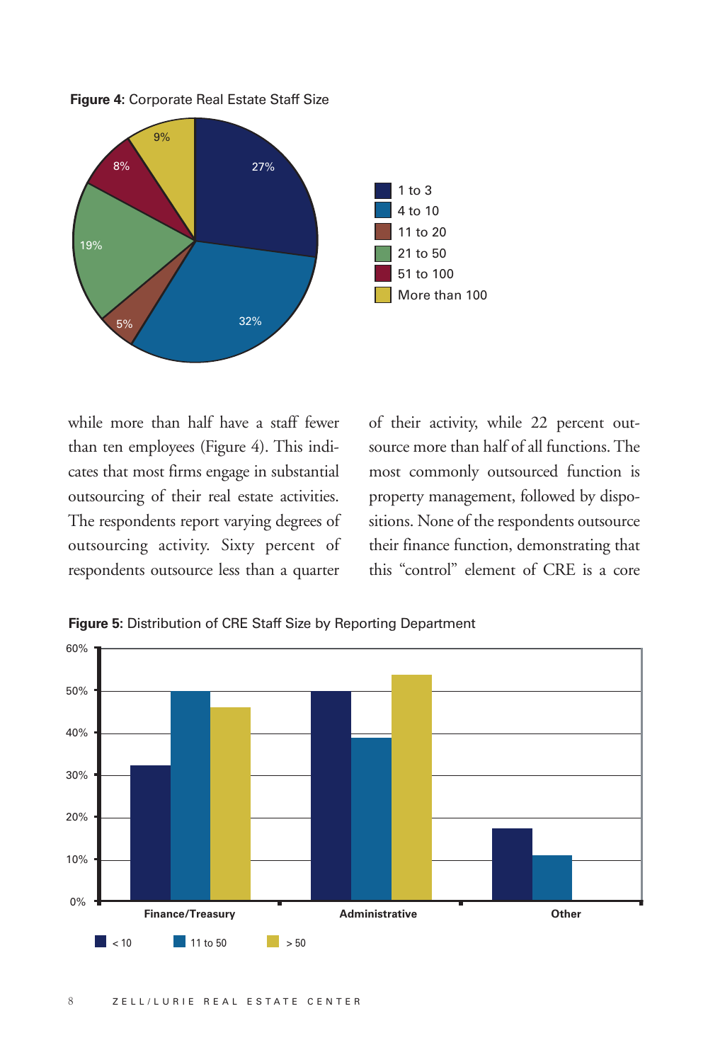**Figure 4:** Corporate Real Estate Staff Size

| Staff size | Percent |
|---|---|
| 1 to 3 | 27% |
| 4 to 10 | 32% |
| 11 to 20 | 5% |
| 21 to 50 | 19% |
| 51 to 100 | 8% |
| More than 100 | 9% |

while more than half have a staff fewer than ten employees (Figure 4). This indicates that most firms engage in substantial outsourcing of their real estate activities. The respondents report varying degrees of outsourcing activity. Sixty percent of respondents outsource less than a quarter of their activity, while 22 percent outsource more than half of all functions. The most commonly outsourced function is property management, followed by dispositions. None of the respondents outsource their finance function, demonstrating that this "control" element of CRE is a core

**Figure 5:** Distribution of CRE Staff Size by Reporting Department

| | < 10 | 11 to 50 | > 50 |
|---|---|---|---|
| Finance/Treasury | ~32% | ~50% | ~46% |
| Administrative | ~50% | ~39% | ~54% |
| Other | ~17% | ~11% | |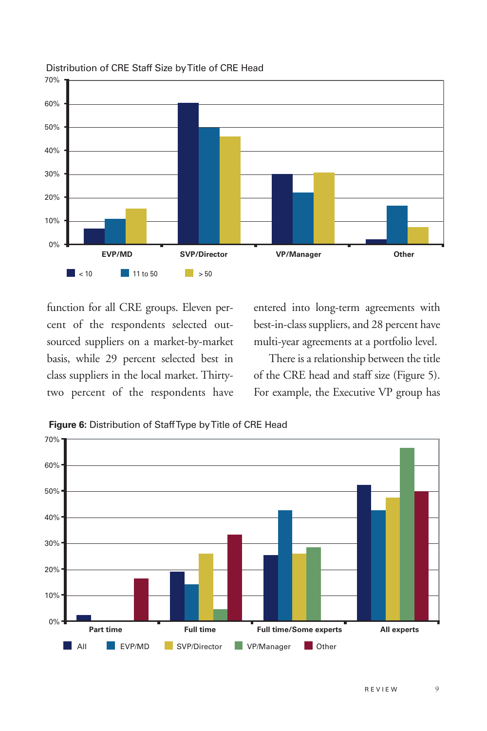Distribution of CRE Staff Size by Title of CRE Head

function for all CRE groups. Eleven percent of the respondents selected outsourced suppliers on a market-by-market basis, while 29 percent selected best in class suppliers in the local market. Thirty-two percent of the respondents have entered into long-term agreements with best-in-class suppliers, and 28 percent have multi-year agreements at a portfolio level.

There is a relationship between the title of the CRE head and staff size (Figure 5). For example, the Executive VP group has

**Figure 6**: Distribution of Staff Type by Title of CRE Head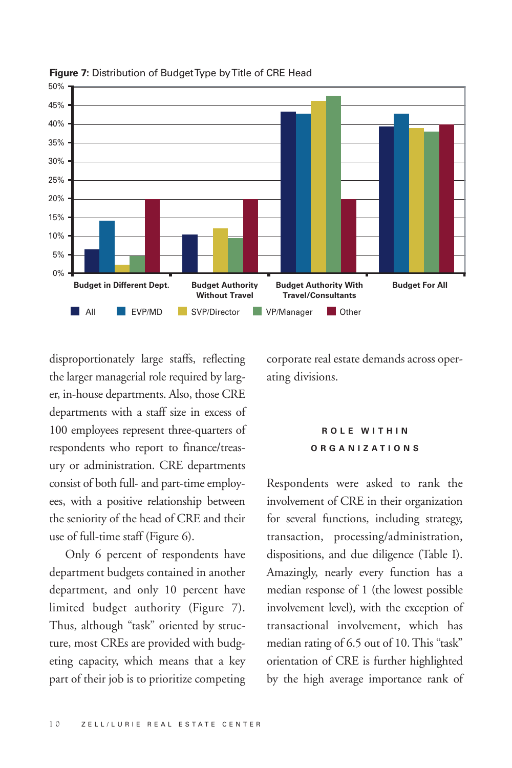**Figure 7:** Distribution of Budget Type by Title of CRE Head

disproportionately large staffs, reflecting the larger managerial role required by larger, in-house departments. Also, those CRE departments with a staff size in excess of 100 employees represent three-quarters of respondents who report to finance/treasury or administration. CRE departments consist of both full- and part-time employees, with a positive relationship between the seniority of the head of CRE and their use of full-time staff (Figure 6).

Only 6 percent of respondents have department budgets contained in another department, and only 10 percent have limited budget authority (Figure 7). Thus, although "task" oriented by structure, most CREs are provided with budgeting capacity, which means that a key part of their job is to prioritize competing corporate real estate demands across operating divisions.

## ROLE WITHIN ORGANIZATIONS

Respondents were asked to rank the involvement of CRE in their organization for several functions, including strategy, transaction, processing/administration, dispositions, and due diligence (Table I). Amazingly, nearly every function has a median response of 1 (the lowest possible involvement level), with the exception of transactional involvement, which has median rating of 6.5 out of 10. This "task" orientation of CRE is further highlighted by the high average importance rank of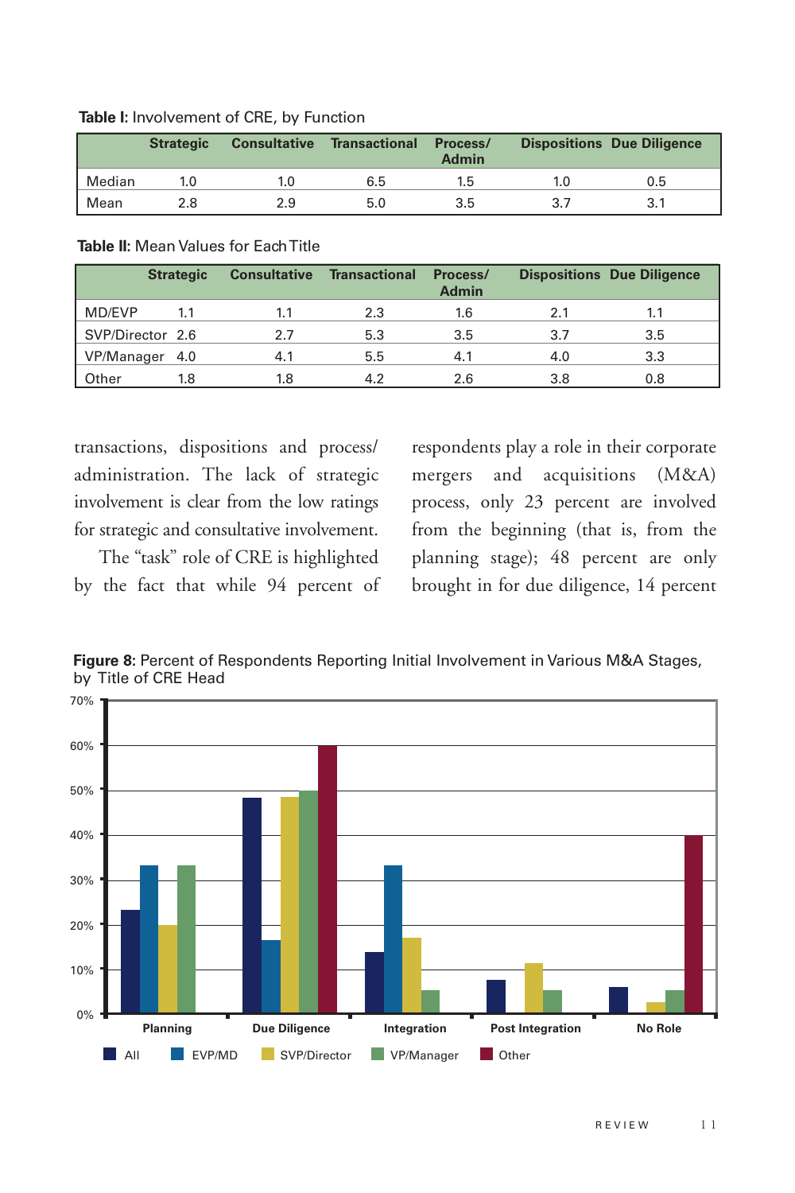**Table I:** Involvement of CRE, by Function

| | Strategic | Consultative | Transactional | Process/ Admin | Dispositions | Due Diligence |
|---|---|---|---|---|---|---|
| Median | 1.0 | 1.0 | 6.5 | 1.5 | 1.0 | 0.5 |
| Mean | 2.8 | 2.9 | 5.0 | 3.5 | 3.7 | 3.1 |

**Table II:** Mean Values for Each Title

| | Strategic | Consultative | Transactional | Process/ Admin | Dispositions | Due Diligence |
|---|---|---|---|---|---|---|
| MD/EVP | 1.1 | 1.1 | 2.3 | 1.6 | 2.1 | 1.1 |
| SVP/Director | 2.6 | 2.7 | 5.3 | 3.5 | 3.7 | 3.5 |
| VP/Manager | 4.0 | 4.1 | 5.5 | 4.1 | 4.0 | 3.3 |
| Other | 1.8 | 1.8 | 4.2 | 2.6 | 3.8 | 0.8 |

transactions, dispositions and process/administration. The lack of strategic involvement is clear from the low ratings for strategic and consultative involvement.

The "task" role of CRE is highlighted by the fact that while 94 percent of respondents play a role in their corporate mergers and acquisitions (M&A) process, only 23 percent are involved from the beginning (that is, from the planning stage); 48 percent are only brought in for due diligence, 14 percent

**Figure 8:** Percent of Respondents Reporting Initial Involvement in Various M&A Stages, by Title of CRE Head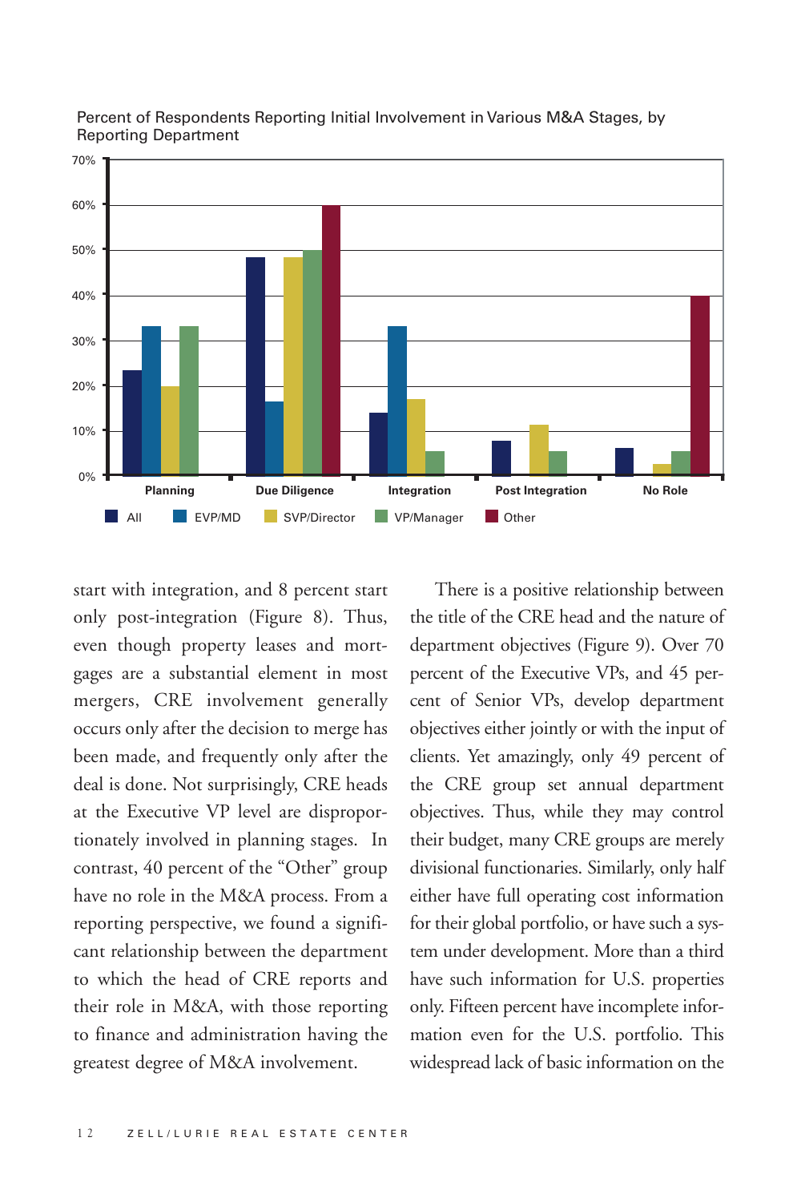Percent of Respondents Reporting Initial Involvement in Various M&A Stages, by Reporting Department

start with integration, and 8 percent start only post-integration (Figure 8). Thus, even though property leases and mortgages are a substantial element in most mergers, CRE involvement generally occurs only after the decision to merge has been made, and frequently only after the deal is done. Not surprisingly, CRE heads at the Executive VP level are disproportionately involved in planning stages. In contrast, 40 percent of the "Other" group have no role in the M&A process. From a reporting perspective, we found a significant relationship between the department to which the head of CRE reports and their role in M&A, with those reporting to finance and administration having the greatest degree of M&A involvement.

There is a positive relationship between the title of the CRE head and the nature of department objectives (Figure 9). Over 70 percent of the Executive VPs, and 45 percent of Senior VPs, develop department objectives either jointly or with the input of clients. Yet amazingly, only 49 percent of the CRE group set annual department objectives. Thus, while they may control their budget, many CRE groups are merely divisional functionaries. Similarly, only half either have full operating cost information for their global portfolio, or have such a system under development. More than a third have such information for U.S. properties only. Fifteen percent have incomplete information even for the U.S. portfolio. This widespread lack of basic information on the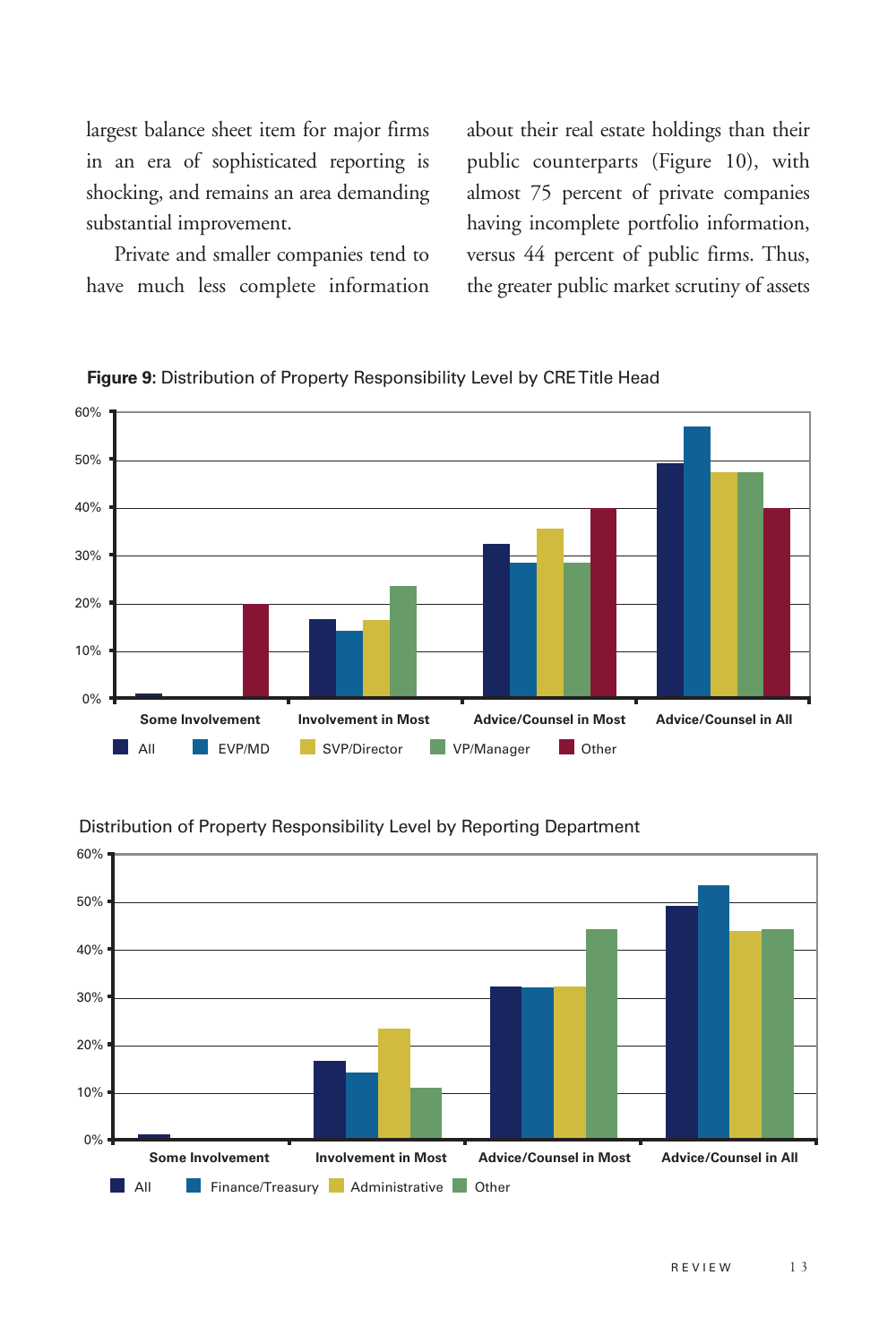largest balance sheet item for major firms in an era of sophisticated reporting is shocking, and remains an area demanding substantial improvement.

Private and smaller companies tend to have much less complete information about their real estate holdings than their public counterparts (Figure 10), with almost 75 percent of private companies having incomplete portfolio information, versus 44 percent of public firms. Thus, the greater public market scrutiny of assets

**Figure 9:** Distribution of Property Responsibility Level by CRE Title Head

Distribution of Property Responsibility Level by Reporting Department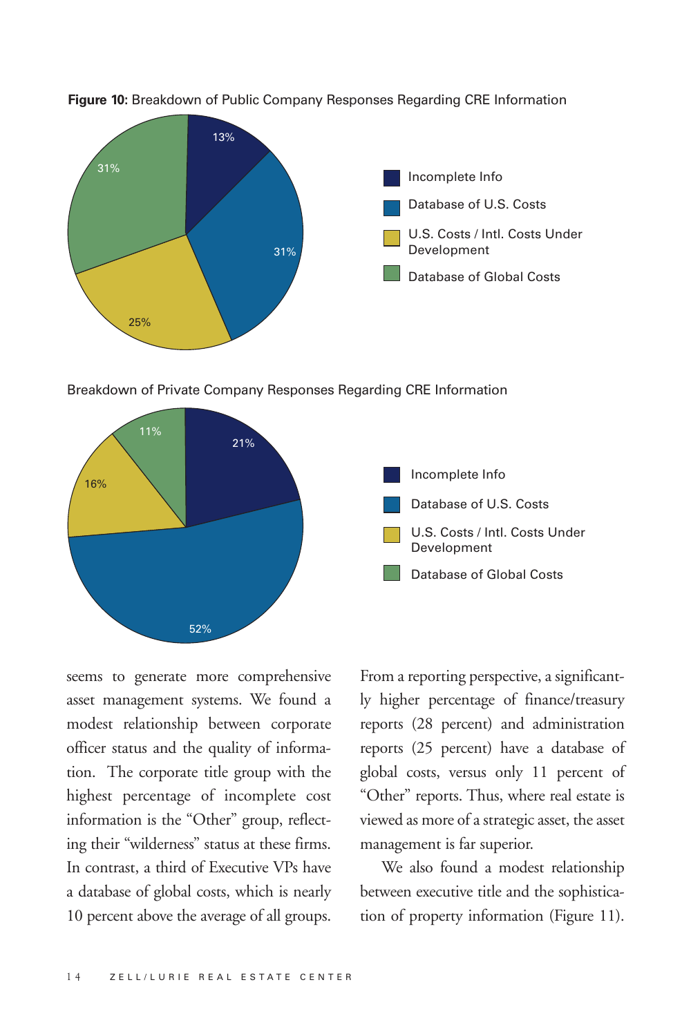**Figure 10:** Breakdown of Public Company Responses Regarding CRE Information

| Category | Percentage |
|---|---|
| Incomplete Info | 13% |
| Database of U.S. Costs | 31% |
| U.S. Costs / Intl. Costs Under Development | 25% |
| Database of Global Costs | 31% |

Breakdown of Private Company Responses Regarding CRE Information

| Category | Percentage |
|---|---|
| Incomplete Info | 21% |
| Database of U.S. Costs | 52% |
| U.S. Costs / Intl. Costs Under Development | 16% |
| Database of Global Costs | 11% |

seems to generate more comprehensive asset management systems. We found a modest relationship between corporate officer status and the quality of information. The corporate title group with the highest percentage of incomplete cost information is the "Other" group, reflecting their "wilderness" status at these firms. In contrast, a third of Executive VPs have a database of global costs, which is nearly 10 percent above the average of all groups.

From a reporting perspective, a significantly higher percentage of finance/treasury reports (28 percent) and administration reports (25 percent) have a database of global costs, versus only 11 percent of "Other" reports. Thus, where real estate is viewed as more of a strategic asset, the asset management is far superior.

We also found a modest relationship between executive title and the sophistication of property information (Figure 11).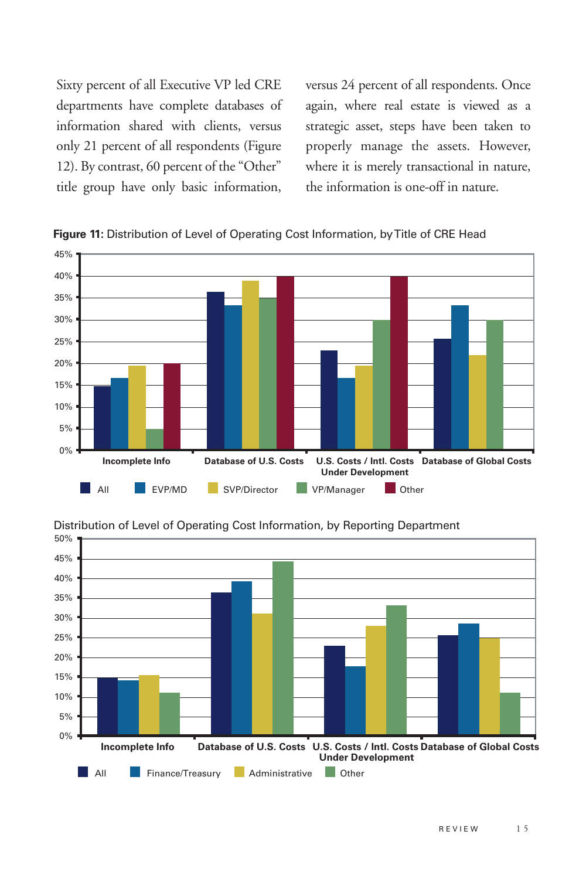Sixty percent of all Executive VP led CRE departments have complete databases of information shared with clients, versus only 21 percent of all respondents (Figure 12). By contrast, 60 percent of the "Other" title group have only basic information, versus 24 percent of all respondents. Once again, where real estate is viewed as a strategic asset, steps have been taken to properly manage the assets. However, where it is merely transactional in nature, the information is one-off in nature.

**Figure 11:** Distribution of Level of Operating Cost Information, by Title of CRE Head

Distribution of Level of Operating Cost Information, by Reporting Department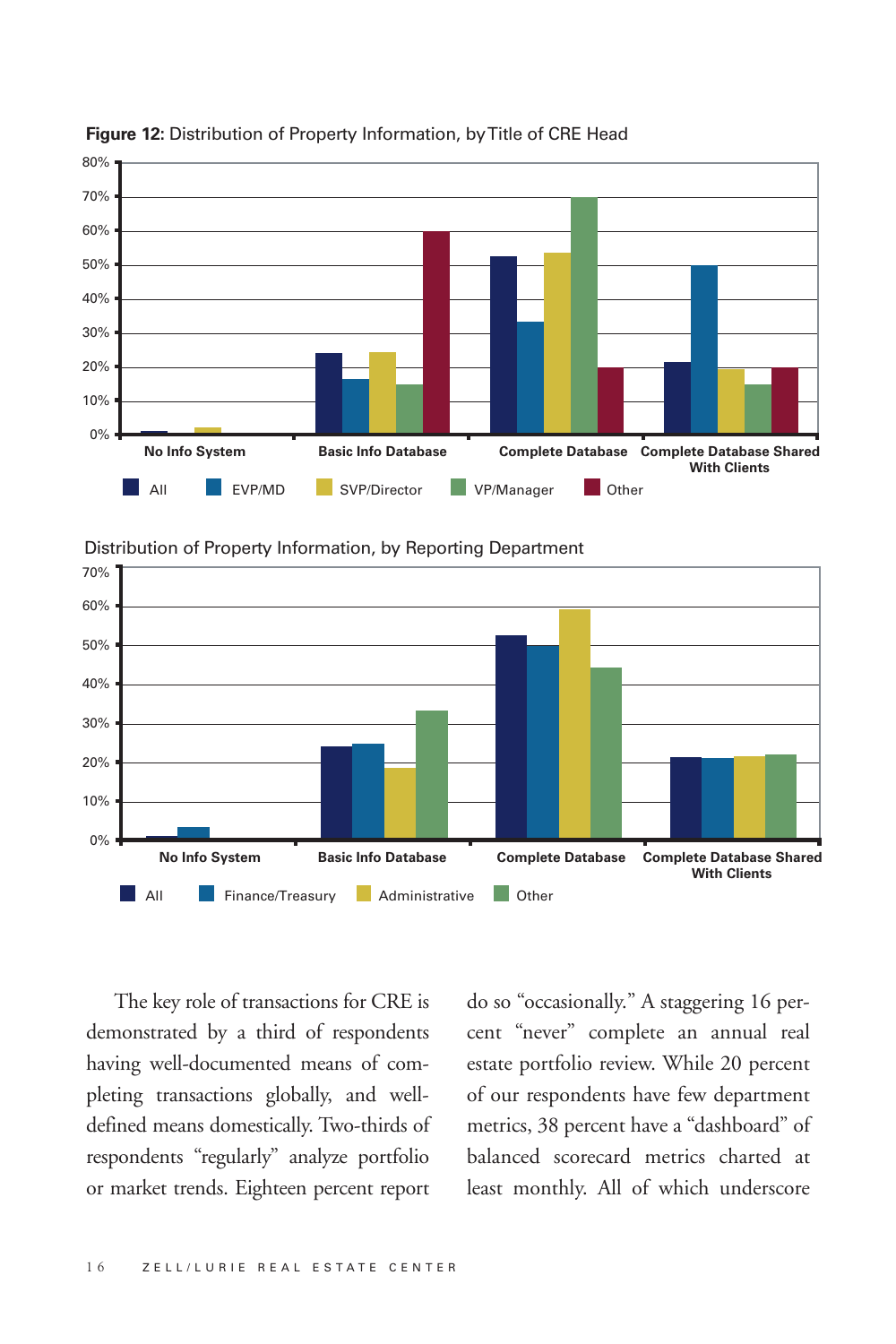**Figure 12:** Distribution of Property Information, by Title of CRE Head

Distribution of Property Information, by Reporting Department

The key role of transactions for CRE is demonstrated by a third of respondents having well-documented means of completing transactions globally, and well-defined means domestically. Two-thirds of respondents "regularly" analyze portfolio or market trends. Eighteen percent report do so "occasionally." A staggering 16 percent "never" complete an annual real estate portfolio review. While 20 percent of our respondents have few department metrics, 38 percent have a "dashboard" of balanced scorecard metrics charted at least monthly. All of which underscore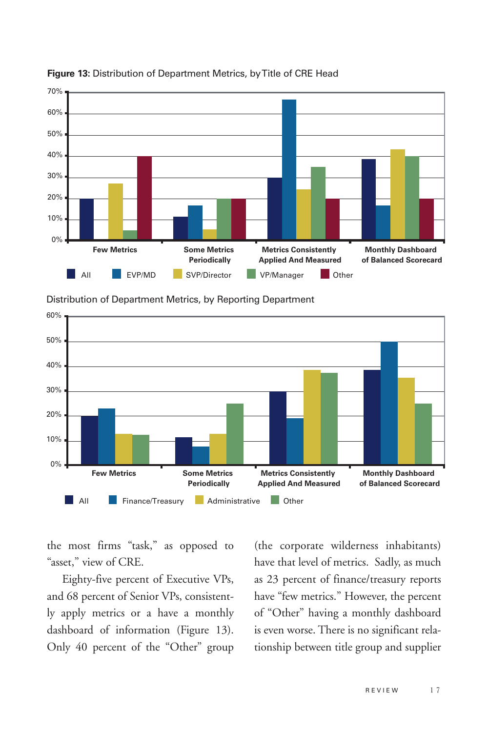**Figure 13:** Distribution of Department Metrics, by Title of CRE Head

Distribution of Department Metrics, by Reporting Department

the most firms "task," as opposed to "asset," view of CRE.

Eighty-five percent of Executive VPs, and 68 percent of Senior VPs, consistently apply metrics or a have a monthly dashboard of information (Figure 13). Only 40 percent of the "Other" group (the corporate wilderness inhabitants) have that level of metrics. Sadly, as much as 23 percent of finance/treasury reports have "few metrics." However, the percent of "Other" having a monthly dashboard is even worse. There is no significant relationship between title group and supplier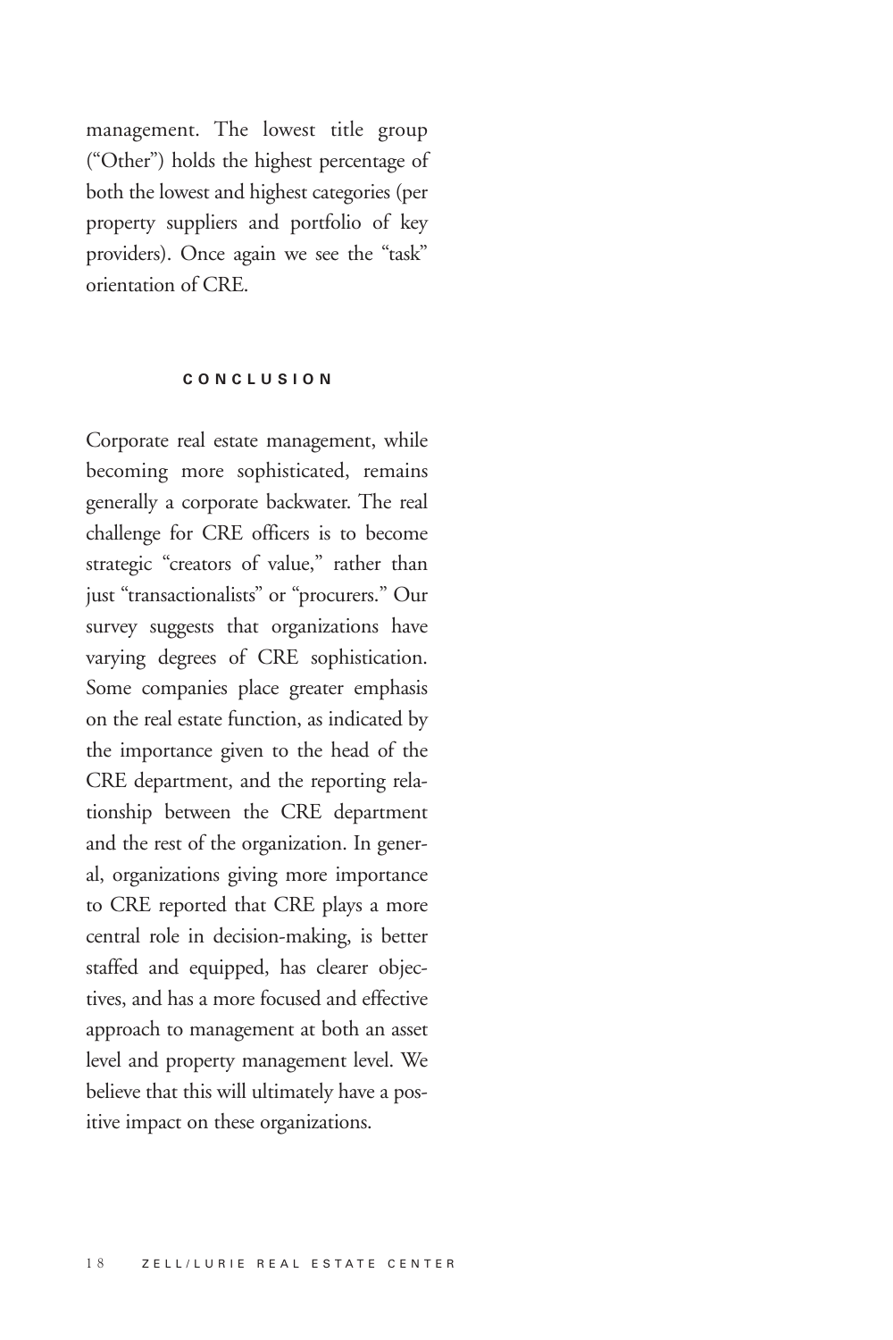management. The lowest title group ("Other") holds the highest percentage of both the lowest and highest categories (per property suppliers and portfolio of key providers). Once again we see the "task" orientation of CRE.

## CONCLUSION

Corporate real estate management, while becoming more sophisticated, remains generally a corporate backwater. The real challenge for CRE officers is to become strategic "creators of value," rather than just "transactionalists" or "procurers." Our survey suggests that organizations have varying degrees of CRE sophistication. Some companies place greater emphasis on the real estate function, as indicated by the importance given to the head of the CRE department, and the reporting relationship between the CRE department and the rest of the organization. In general, organizations giving more importance to CRE reported that CRE plays a more central role in decision-making, is better staffed and equipped, has clearer objectives, and has a more focused and effective approach to management at both an asset level and property management level. We believe that this will ultimately have a positive impact on these organizations.